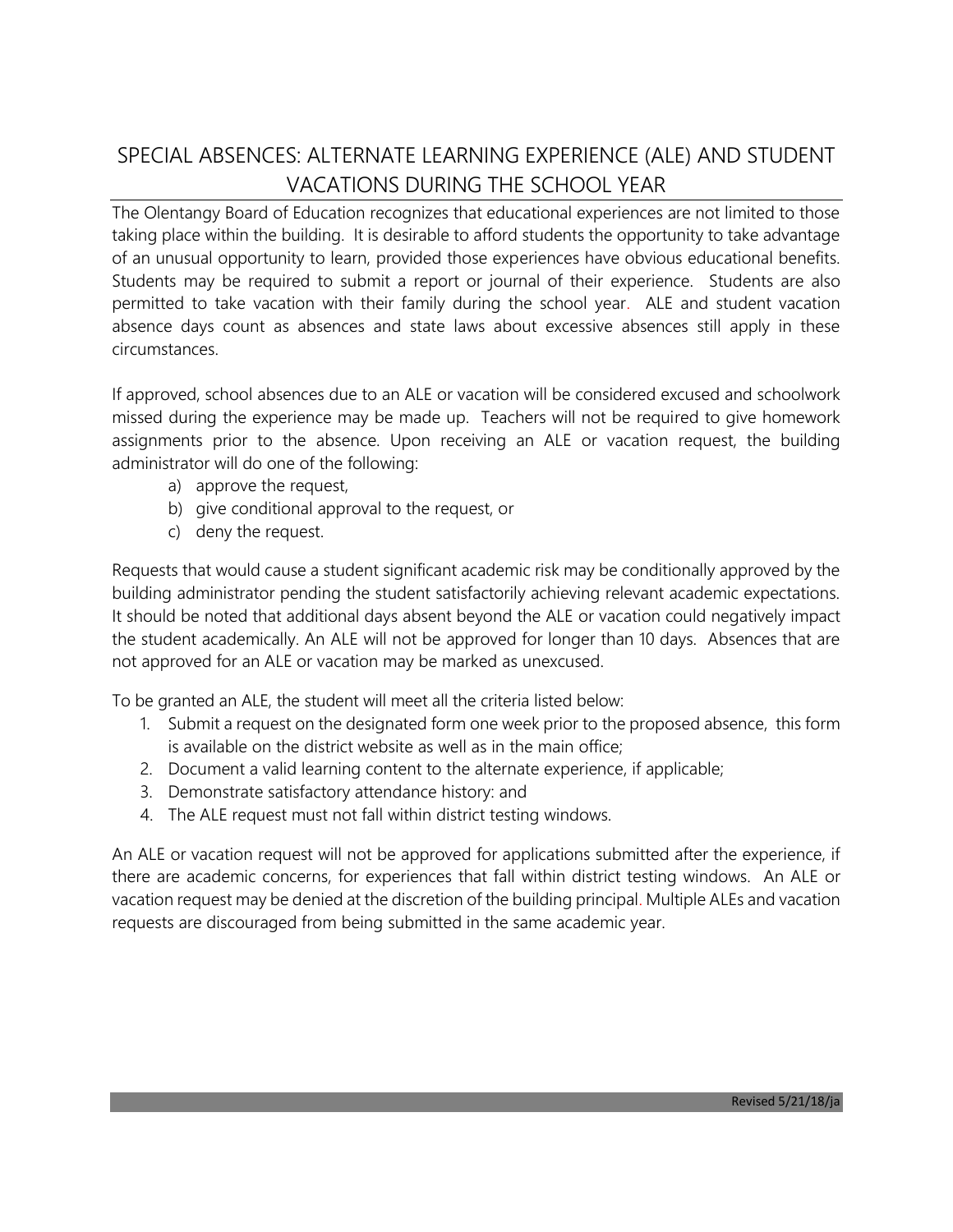# SPECIAL ABSENCES: ALTERNATE LEARNING EXPERIENCE (ALE) AND STUDENT VACATIONS DURING THE SCHOOL YEAR

The Olentangy Board of Education recognizes that educational experiences are not limited to those taking place within the building. It is desirable to afford students the opportunity to take advantage of an unusual opportunity to learn, provided those experiences have obvious educational benefits. Students may be required to submit a report or journal of their experience. Students are also permitted to take vacation with their family during the school year. ALE and student vacation absence days count as absences and state laws about excessive absences still apply in these circumstances.

If approved, school absences due to an ALE or vacation will be considered excused and schoolwork missed during the experience may be made up. Teachers will not be required to give homework assignments prior to the absence. Upon receiving an ALE or vacation request, the building administrator will do one of the following:

a) approve the request,
b) give conditional approval to the request, or
c) deny the request.

Requests that would cause a student significant academic risk may be conditionally approved by the building administrator pending the student satisfactorily achieving relevant academic expectations. It should be noted that additional days absent beyond the ALE or vacation could negatively impact the student academically. An ALE will not be approved for longer than 10 days. Absences that are not approved for an ALE or vacation may be marked as unexcused.

To be granted an ALE, the student will meet all the criteria listed below:

1. Submit a request on the designated form one week prior to the proposed absence, this form is available on the district website as well as in the main office;
2. Document a valid learning content to the alternate experience, if applicable;
3. Demonstrate satisfactory attendance history: and
4. The ALE request must not fall within district testing windows.

An ALE or vacation request will not be approved for applications submitted after the experience, if there are academic concerns, for experiences that fall within district testing windows. An ALE or vacation request may be denied at the discretion of the building principal. Multiple ALEs and vacation requests are discouraged from being submitted in the same academic year.

Revised 5/21/18/ja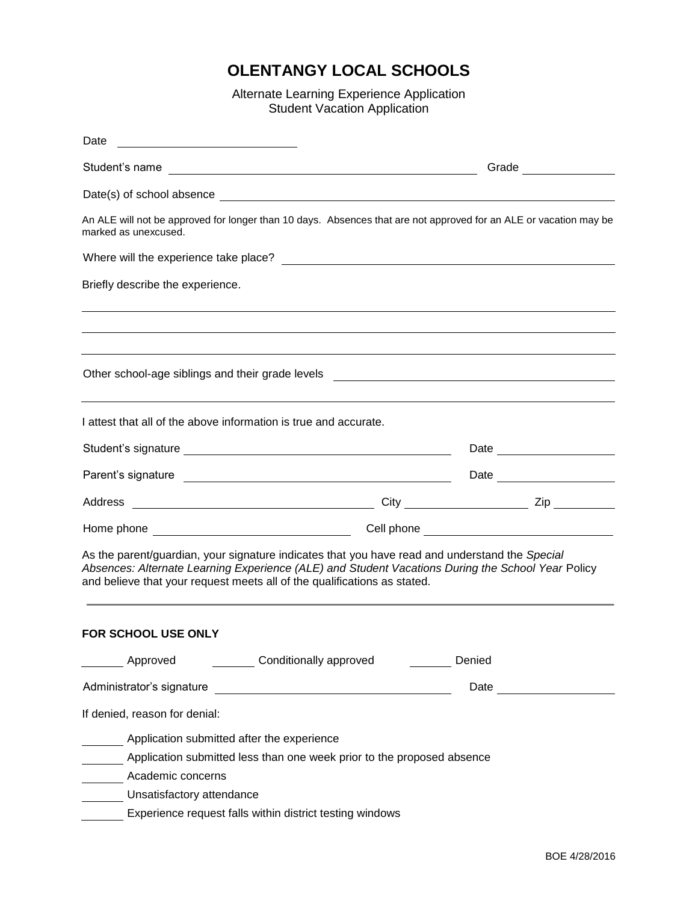# OLENTANGY LOCAL SCHOOLS

Alternate Learning Experience Application
Student Vacation Application

Date ____________________________

Student's name ________________________________________________ Grade ______________

Date(s) of school absence ____________________________________________________________

An ALE will not be approved for longer than 10 days. Absences that are not approved for an ALE or vacation may be marked as unexcused.

Where will the experience take place? ________________________________________________

Briefly describe the experience.

______________________________________________________________________________

______________________________________________________________________________

______________________________________________________________________________

Other school-age siblings and their grade levels ____________________________________________

______________________________________________________________________________

I attest that all of the above information is true and accurate.

Student's signature ________________________________________ Date __________________

Parent's signature ________________________________________ Date __________________

Address ____________________________________ City __________________ Zip __________

Home phone ______________________________ Cell phone ______________________________

As the parent/guardian, your signature indicates that you have read and understand the *Special Absences: Alternate Learning Experience (ALE) and Student Vacations During the School Year* Policy and believe that your request meets all of the qualifications as stated.

---

**FOR SCHOOL USE ONLY**

_______ Approved _______ Conditionally approved _______ Denied

Administrator's signature ____________________________________ Date __________________

If denied, reason for denial:

_______ Application submitted after the experience
_______ Application submitted less than one week prior to the proposed absence
_______ Academic concerns
_______ Unsatisfactory attendance
_______ Experience request falls within district testing windows

BOE 4/28/2016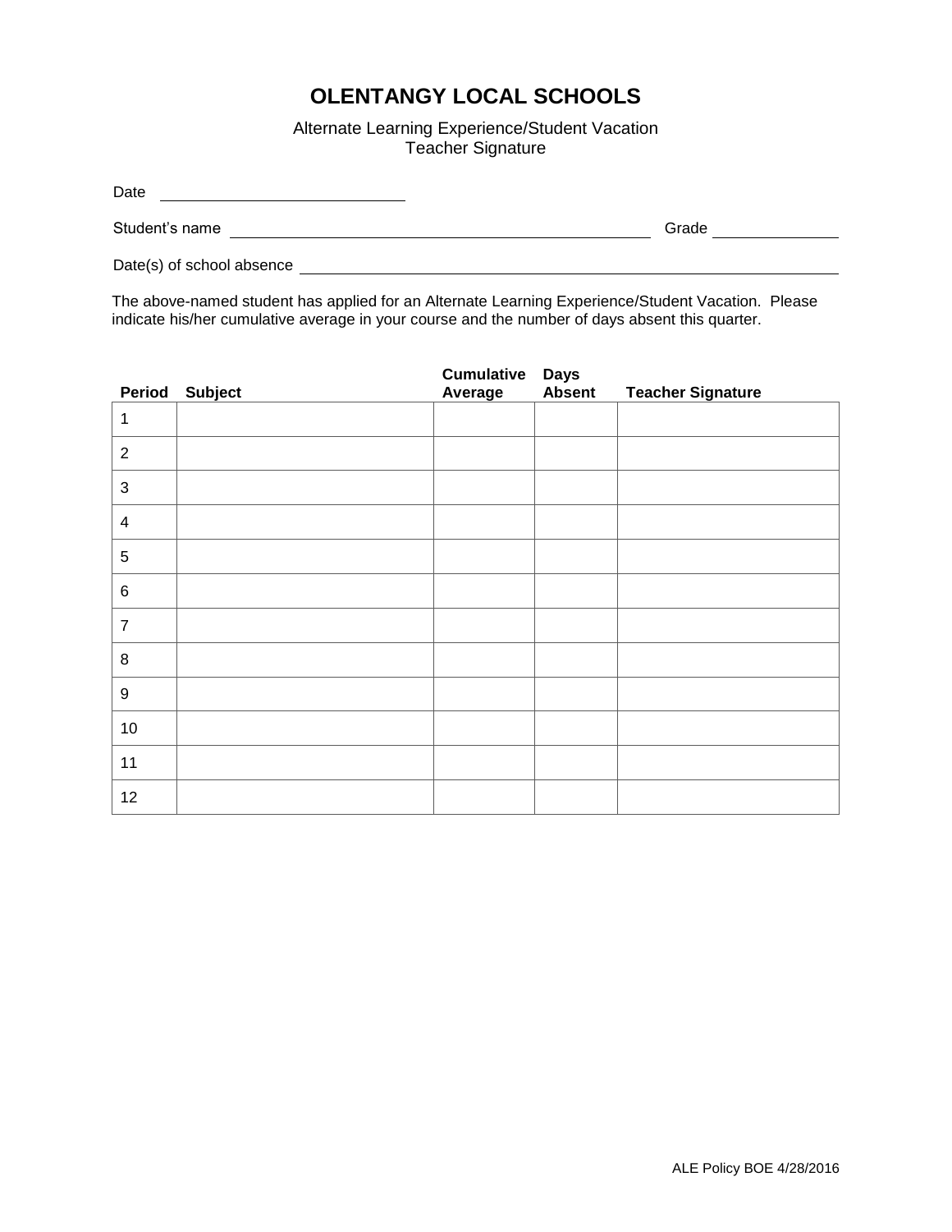# OLENTANGY LOCAL SCHOOLS

Alternate Learning Experience/Student Vacation
Teacher Signature

Date ______________________________

Student's name ________________________________________________ Grade ______________

Date(s) of school absence ______________________________________________________________

The above-named student has applied for an Alternate Learning Experience/Student Vacation. Please indicate his/her cumulative average in your course and the number of days absent this quarter.

| Period | Subject | Cumulative Average | Days Absent | Teacher Signature |
|---|---|---|---|---|
| 1 | | | | |
| 2 | | | | |
| 3 | | | | |
| 4 | | | | |
| 5 | | | | |
| 6 | | | | |
| 7 | | | | |
| 8 | | | | |
| 9 | | | | |
| 10 | | | | |
| 11 | | | | |
| 12 | | | | |

ALE Policy BOE 4/28/2016